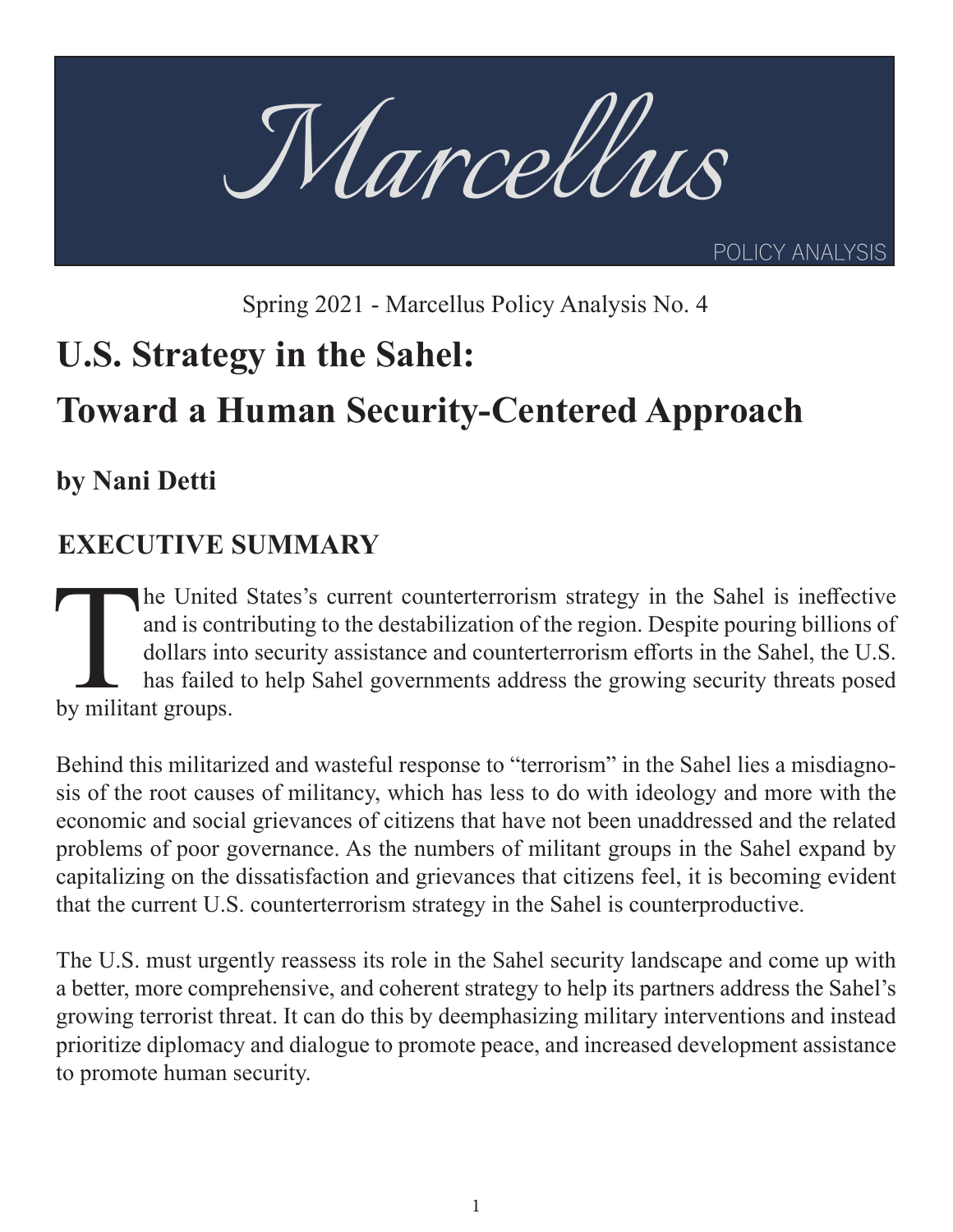# Marcellus

POLICY ANALYSIS

Spring 2021 - Marcellus Policy Analysis No. 4

# U.S. Strategy in the Sahel: Toward a Human Security-Centered Approach

**by Nani Detti**

## EXECUTIVE SUMMARY

The United States's current counterterrorism strategy in the Sahel is ineffective and is contributing to the destabilization of the region. Despite pouring billions of dollars into security assistance and counterterrorism efforts in the Sahel, the U.S. has failed to help Sahel governments address the growing security threats posed by militant groups.

Behind this militarized and wasteful response to "terrorism" in the Sahel lies a misdiagnosis of the root causes of militancy, which has less to do with ideology and more with the economic and social grievances of citizens that have not been unaddressed and the related problems of poor governance. As the numbers of militant groups in the Sahel expand by capitalizing on the dissatisfaction and grievances that citizens feel, it is becoming evident that the current U.S. counterterrorism strategy in the Sahel is counterproductive.

The U.S. must urgently reassess its role in the Sahel security landscape and come up with a better, more comprehensive, and coherent strategy to help its partners address the Sahel's growing terrorist threat. It can do this by deemphasizing military interventions and instead prioritize diplomacy and dialogue to promote peace, and increased development assistance to promote human security.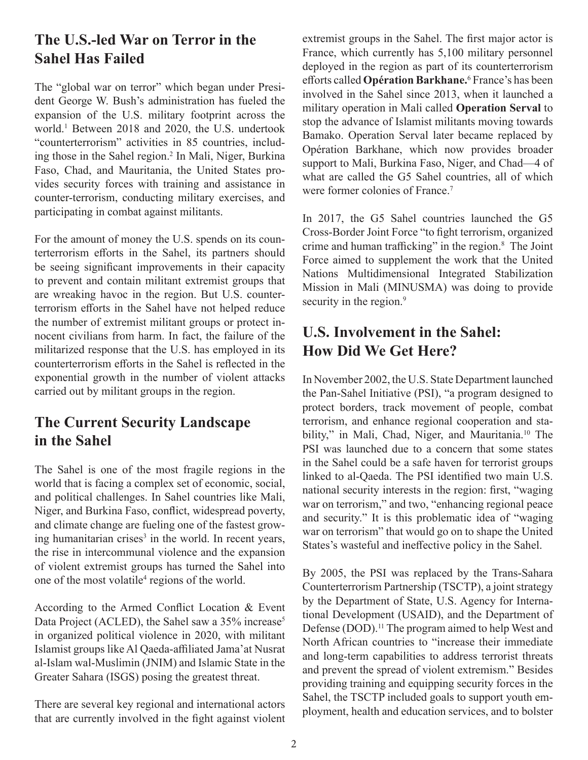## The U.S.-led War on Terror in the Sahel Has Failed

The "global war on terror" which began under President George W. Bush's administration has fueled the expansion of the U.S. military footprint across the world.[1] Between 2018 and 2020, the U.S. undertook "counterterrorism" activities in 85 countries, including those in the Sahel region.[2] In Mali, Niger, Burkina Faso, Chad, and Mauritania, the United States provides security forces with training and assistance in counter-terrorism, conducting military exercises, and participating in combat against militants.

For the amount of money the U.S. spends on its counterterrorism efforts in the Sahel, its partners should be seeing significant improvements in their capacity to prevent and contain militant extremist groups that are wreaking havoc in the region. But U.S. counterterrorism efforts in the Sahel have not helped reduce the number of extremist militant groups or protect innocent civilians from harm. In fact, the failure of the militarized response that the U.S. has employed in its counterterrorism efforts in the Sahel is reflected in the exponential growth in the number of violent attacks carried out by militant groups in the region.

## The Current Security Landscape in the Sahel

The Sahel is one of the most fragile regions in the world that is facing a complex set of economic, social, and political challenges. In Sahel countries like Mali, Niger, and Burkina Faso, conflict, widespread poverty, and climate change are fueling one of the fastest growing humanitarian crises[3] in the world. In recent years, the rise in intercommunal violence and the expansion of violent extremist groups has turned the Sahel into one of the most volatile[4] regions of the world.

According to the Armed Conflict Location & Event Data Project (ACLED), the Sahel saw a 35% increase[5] in organized political violence in 2020, with militant Islamist groups like Al Qaeda-affiliated Jama'at Nusrat al-Islam wal-Muslimin (JNIM) and Islamic State in the Greater Sahara (ISGS) posing the greatest threat.

There are several key regional and international actors that are currently involved in the fight against violent extremist groups in the Sahel. The first major actor is France, which currently has 5,100 military personnel deployed in the region as part of its counterterrorism efforts called **Opération Barkhane.**[6] France's has been involved in the Sahel since 2013, when it launched a military operation in Mali called **Operation Serval** to stop the advance of Islamist militants moving towards Bamako. Operation Serval later became replaced by Opération Barkhane, which now provides broader support to Mali, Burkina Faso, Niger, and Chad—4 of what are called the G5 Sahel countries, all of which were former colonies of France.[7]

In 2017, the G5 Sahel countries launched the G5 Cross-Border Joint Force "to fight terrorism, organized crime and human trafficking" in the region.[8] The Joint Force aimed to supplement the work that the United Nations Multidimensional Integrated Stabilization Mission in Mali (MINUSMA) was doing to provide security in the region.[9]

## U.S. Involvement in the Sahel: How Did We Get Here?

In November 2002, the U.S. State Department launched the Pan-Sahel Initiative (PSI), "a program designed to protect borders, track movement of people, combat terrorism, and enhance regional cooperation and stability," in Mali, Chad, Niger, and Mauritania.[10] The PSI was launched due to a concern that some states in the Sahel could be a safe haven for terrorist groups linked to al-Qaeda. The PSI identified two main U.S. national security interests in the region: first, "waging war on terrorism," and two, "enhancing regional peace and security." It is this problematic idea of "waging war on terrorism" that would go on to shape the United States's wasteful and ineffective policy in the Sahel.

By 2005, the PSI was replaced by the Trans-Sahara Counterterrorism Partnership (TSCTP), a joint strategy by the Department of State, U.S. Agency for International Development (USAID), and the Department of Defense (DOD).[11] The program aimed to help West and North African countries to "increase their immediate and long-term capabilities to address terrorist threats and prevent the spread of violent extremism." Besides providing training and equipping security forces in the Sahel, the TSCTP included goals to support youth employment, health and education services, and to bolster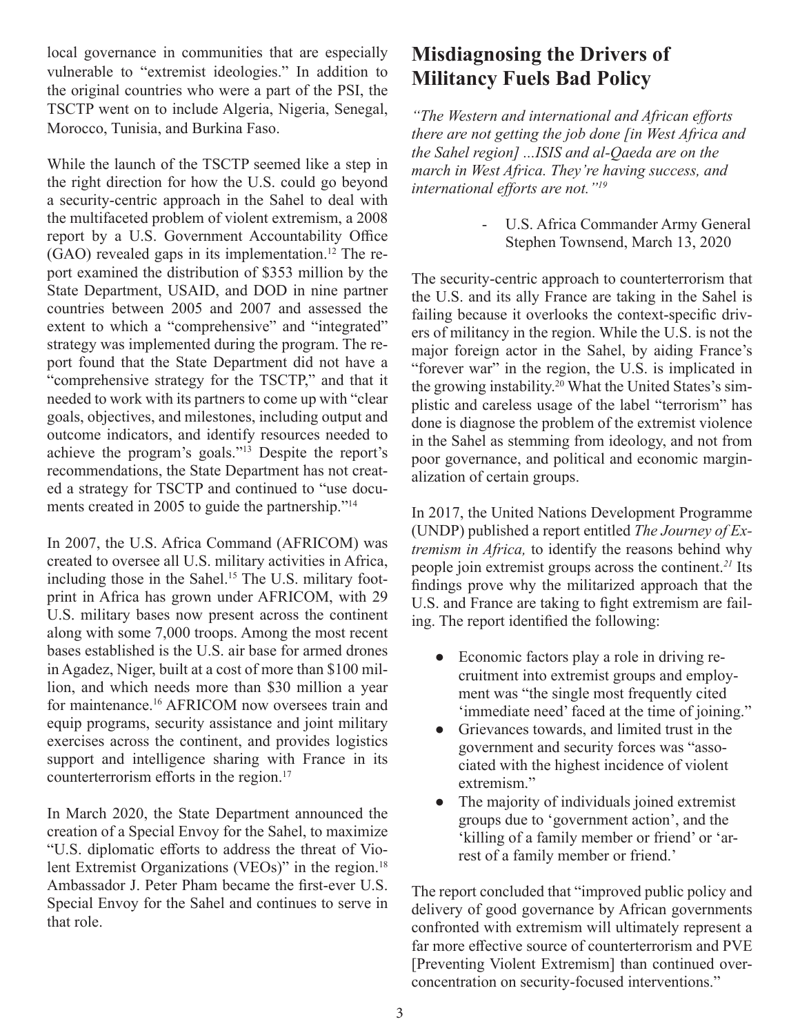local governance in communities that are especially vulnerable to "extremist ideologies." In addition to the original countries who were a part of the PSI, the TSCTP went on to include Algeria, Nigeria, Senegal, Morocco, Tunisia, and Burkina Faso.

While the launch of the TSCTP seemed like a step in the right direction for how the U.S. could go beyond a security-centric approach in the Sahel to deal with the multifaceted problem of violent extremism, a 2008 report by a U.S. Government Accountability Office (GAO) revealed gaps in its implementation.[12] The report examined the distribution of $353 million by the State Department, USAID, and DOD in nine partner countries between 2005 and 2007 and assessed the extent to which a "comprehensive" and "integrated" strategy was implemented during the program. The report found that the State Department did not have a "comprehensive strategy for the TSCTP," and that it needed to work with its partners to come up with "clear goals, objectives, and milestones, including output and outcome indicators, and identify resources needed to achieve the program's goals."[13] Despite the report's recommendations, the State Department has not created a strategy for TSCTP and continued to "use documents created in 2005 to guide the partnership."[14]

In 2007, the U.S. Africa Command (AFRICOM) was created to oversee all U.S. military activities in Africa, including those in the Sahel.[15] The U.S. military footprint in Africa has grown under AFRICOM, with 29 U.S. military bases now present across the continent along with some 7,000 troops. Among the most recent bases established is the U.S. air base for armed drones in Agadez, Niger, built at a cost of more than $100 million, and which needs more than $30 million a year for maintenance.[16] AFRICOM now oversees train and equip programs, security assistance and joint military exercises across the continent, and provides logistics support and intelligence sharing with France in its counterterrorism efforts in the region.[17]

In March 2020, the State Department announced the creation of a Special Envoy for the Sahel, to maximize "U.S. diplomatic efforts to address the threat of Violent Extremist Organizations (VEOs)" in the region.[18] Ambassador J. Peter Pham became the first-ever U.S. Special Envoy for the Sahel and continues to serve in that role.

## Misdiagnosing the Drivers of Militancy Fuels Bad Policy

*"The Western and international and African efforts there are not getting the job done [in West Africa and the Sahel region] ...ISIS and al-Qaeda are on the march in West Africa. They're having success, and international efforts are not."[19]*

> \- U.S. Africa Commander Army General Stephen Townsend, March 13, 2020

The security-centric approach to counterterrorism that the U.S. and its ally France are taking in the Sahel is failing because it overlooks the context-specific drivers of militancy in the region. While the U.S. is not the major foreign actor in the Sahel, by aiding France's "forever war" in the region, the U.S. is implicated in the growing instability.[20] What the United States's simplistic and careless usage of the label "terrorism" has done is diagnose the problem of the extremist violence in the Sahel as stemming from ideology, and not from poor governance, and political and economic marginalization of certain groups.

In 2017, the United Nations Development Programme (UNDP) published a report entitled *The Journey of Extremism in Africa,* to identify the reasons behind why people join extremist groups across the continent.[21] Its findings prove why the militarized approach that the U.S. and France are taking to fight extremism are failing. The report identified the following:

- Economic factors play a role in driving recruitment into extremist groups and employment was "the single most frequently cited 'immediate need' faced at the time of joining."
- Grievances towards, and limited trust in the government and security forces was "associated with the highest incidence of violent extremism."
- The majority of individuals joined extremist groups due to 'government action', and the 'killing of a family member or friend' or 'arrest of a family member or friend.'

The report concluded that "improved public policy and delivery of good governance by African governments confronted with extremism will ultimately represent a far more effective source of counterterrorism and PVE [Preventing Violent Extremism] than continued overconcentration on security-focused interventions."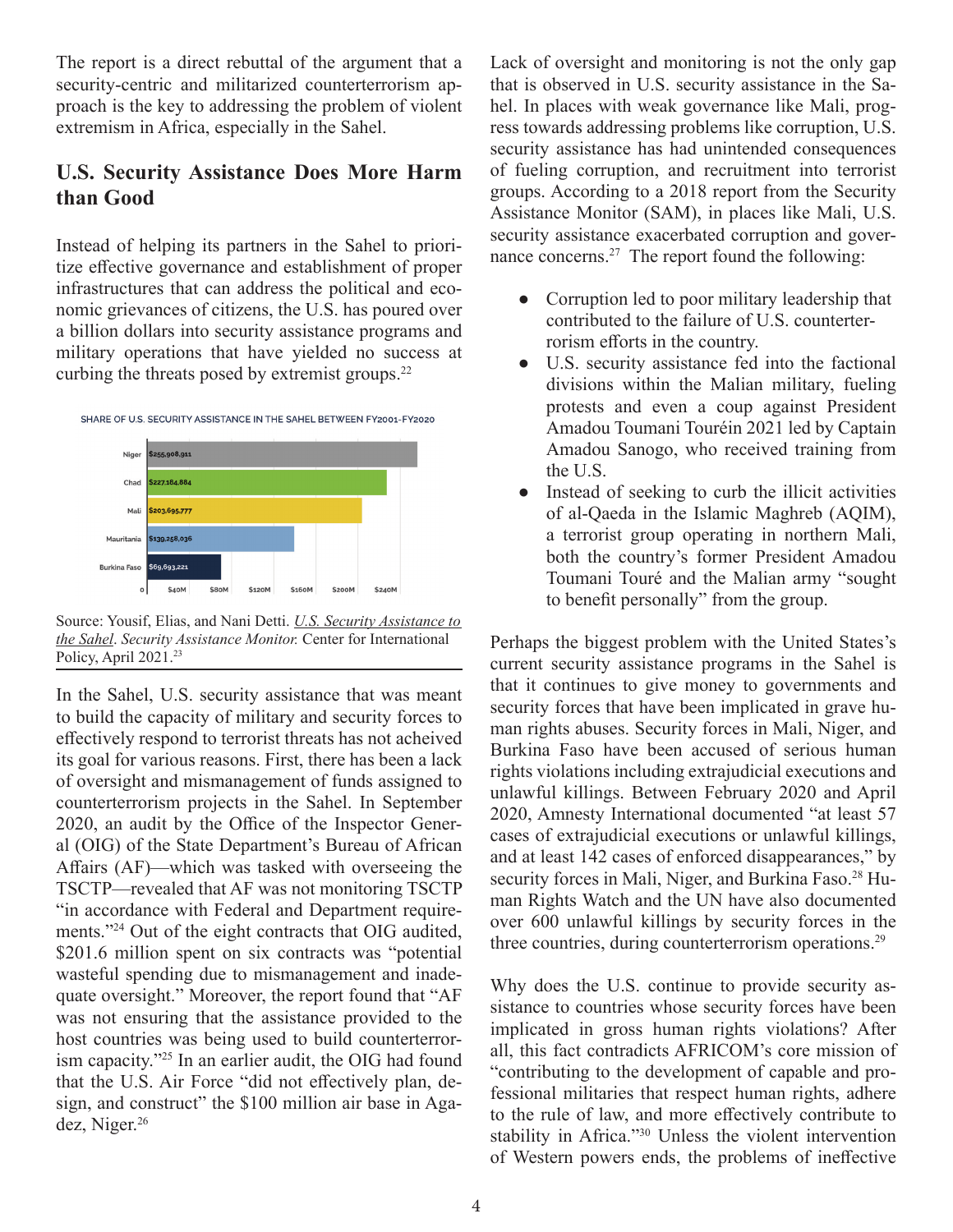The report is a direct rebuttal of the argument that a security-centric and militarized counterterrorism approach is the key to addressing the problem of violent extremism in Africa, especially in the Sahel.

## U.S. Security Assistance Does More Harm than Good

Instead of helping its partners in the Sahel to prioritize effective governance and establishment of proper infrastructures that can address the political and economic grievances of citizens, the U.S. has poured over a billion dollars into security assistance programs and military operations that have yielded no success at curbing the threats posed by extremist groups.[22]

SHARE OF U.S. SECURITY ASSISTANCE IN THE SAHEL BETWEEN FY2001-FY2020

| Country | Amount |
|---|---|
| Niger | $255,908,911 |
| Chad | $227,184,884 |
| Mali | $203,695,777 |
| Mauritania | $139,258,036 |
| Burkina Faso | $69,693,221 |

Source: Yousif, Elias, and Nani Detti. *U.S. Security Assistance to the Sahel*. *Security Assistance Monitor.* Center for International Policy, April 2021.[23]

In the Sahel, U.S. security assistance that was meant to build the capacity of military and security forces to effectively respond to terrorist threats has not acheived its goal for various reasons. First, there has been a lack of oversight and mismanagement of funds assigned to counterterrorism projects in the Sahel. In September 2020, an audit by the Office of the Inspector General (OIG) of the State Department's Bureau of African Affairs (AF)—which was tasked with overseeing the TSCTP—revealed that AF was not monitoring TSCTP "in accordance with Federal and Department requirements."[24] Out of the eight contracts that OIG audited, $201.6 million spent on six contracts was "potential wasteful spending due to mismanagement and inadequate oversight." Moreover, the report found that "AF was not ensuring that the assistance provided to the host countries was being used to build counterterrorism capacity."[25] In an earlier audit, the OIG had found that the U.S. Air Force "did not effectively plan, design, and construct" the $100 million air base in Agadez, Niger.[26]

Lack of oversight and monitoring is not the only gap that is observed in U.S. security assistance in the Sahel. In places with weak governance like Mali, progress towards addressing problems like corruption, U.S. security assistance has had unintended consequences of fueling corruption, and recruitment into terrorist groups. According to a 2018 report from the Security Assistance Monitor (SAM), in places like Mali, U.S. security assistance exacerbated corruption and governance concerns.[27] The report found the following:

- Corruption led to poor military leadership that contributed to the failure of U.S. counterterrorism efforts in the country.
- U.S. security assistance fed into the factional divisions within the Malian military, fueling protests and even a coup against President Amadou Toumani Touréin 2021 led by Captain Amadou Sanogo, who received training from the U.S.
- Instead of seeking to curb the illicit activities of al-Qaeda in the Islamic Maghreb (AQIM), a terrorist group operating in northern Mali, both the country's former President Amadou Toumani Touré and the Malian army "sought to benefit personally" from the group.

Perhaps the biggest problem with the United States's current security assistance programs in the Sahel is that it continues to give money to governments and security forces that have been implicated in grave human rights abuses. Security forces in Mali, Niger, and Burkina Faso have been accused of serious human rights violations including extrajudicial executions and unlawful killings. Between February 2020 and April 2020, Amnesty International documented "at least 57 cases of extrajudicial executions or unlawful killings, and at least 142 cases of enforced disappearances," by security forces in Mali, Niger, and Burkina Faso.[28] Human Rights Watch and the UN have also documented over 600 unlawful killings by security forces in the three countries, during counterterrorism operations.[29]

Why does the U.S. continue to provide security assistance to countries whose security forces have been implicated in gross human rights violations? After all, this fact contradicts AFRICOM's core mission of "contributing to the development of capable and professional militaries that respect human rights, adhere to the rule of law, and more effectively contribute to stability in Africa."[30] Unless the violent intervention of Western powers ends, the problems of ineffective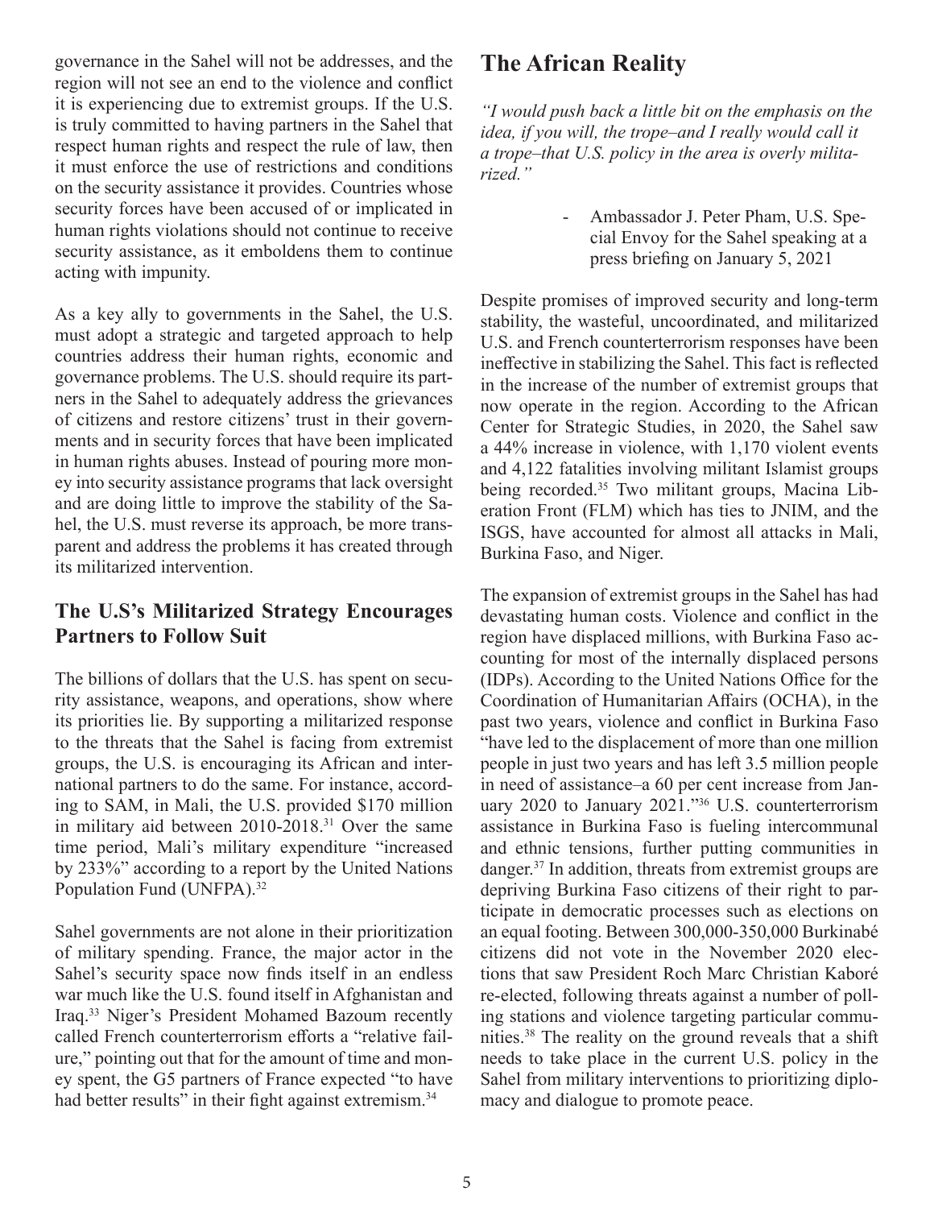governance in the Sahel will not be addresses, and the region will not see an end to the violence and conflict it is experiencing due to extremist groups. If the U.S. is truly committed to having partners in the Sahel that respect human rights and respect the rule of law, then it must enforce the use of restrictions and conditions on the security assistance it provides. Countries whose security forces have been accused of or implicated in human rights violations should not continue to receive security assistance, as it emboldens them to continue acting with impunity.

As a key ally to governments in the Sahel, the U.S. must adopt a strategic and targeted approach to help countries address their human rights, economic and governance problems. The U.S. should require its partners in the Sahel to adequately address the grievances of citizens and restore citizens' trust in their governments and in security forces that have been implicated in human rights abuses. Instead of pouring more money into security assistance programs that lack oversight and are doing little to improve the stability of the Sahel, the U.S. must reverse its approach, be more transparent and address the problems it has created through its militarized intervention.

### The U.S's Militarized Strategy Encourages Partners to Follow Suit

The billions of dollars that the U.S. has spent on security assistance, weapons, and operations, show where its priorities lie. By supporting a militarized response to the threats that the Sahel is facing from extremist groups, the U.S. is encouraging its African and international partners to do the same. For instance, according to SAM, in Mali, the U.S. provided $170 million in military aid between 2010-2018.[31] Over the same time period, Mali's military expenditure "increased by 233%" according to a report by the United Nations Population Fund (UNFPA).[32]

Sahel governments are not alone in their prioritization of military spending. France, the major actor in the Sahel's security space now finds itself in an endless war much like the U.S. found itself in Afghanistan and Iraq.[33] Niger's President Mohamed Bazoum recently called French counterterrorism efforts a "relative failure," pointing out that for the amount of time and money spent, the G5 partners of France expected "to have had better results" in their fight against extremism.[34]

## The African Reality

*"I would push back a little bit on the emphasis on the idea, if you will, the trope–and I really would call it a trope–that U.S. policy in the area is overly militarized."*

> - Ambassador J. Peter Pham, U.S. Special Envoy for the Sahel speaking at a press briefing on January 5, 2021

Despite promises of improved security and long-term stability, the wasteful, uncoordinated, and militarized U.S. and French counterterrorism responses have been ineffective in stabilizing the Sahel. This fact is reflected in the increase of the number of extremist groups that now operate in the region. According to the African Center for Strategic Studies, in 2020, the Sahel saw a 44% increase in violence, with 1,170 violent events and 4,122 fatalities involving militant Islamist groups being recorded.[35] Two militant groups, Macina Liberation Front (FLM) which has ties to JNIM, and the ISGS, have accounted for almost all attacks in Mali, Burkina Faso, and Niger.

The expansion of extremist groups in the Sahel has had devastating human costs. Violence and conflict in the region have displaced millions, with Burkina Faso accounting for most of the internally displaced persons (IDPs). According to the United Nations Office for the Coordination of Humanitarian Affairs (OCHA), in the past two years, violence and conflict in Burkina Faso "have led to the displacement of more than one million people in just two years and has left 3.5 million people in need of assistance–a 60 per cent increase from January 2020 to January 2021."[36] U.S. counterterrorism assistance in Burkina Faso is fueling intercommunal and ethnic tensions, further putting communities in danger.[37] In addition, threats from extremist groups are depriving Burkina Faso citizens of their right to participate in democratic processes such as elections on an equal footing. Between 300,000-350,000 Burkinabé citizens did not vote in the November 2020 elections that saw President Roch Marc Christian Kaboré re-elected, following threats against a number of polling stations and violence targeting particular communities.[38] The reality on the ground reveals that a shift needs to take place in the current U.S. policy in the Sahel from military interventions to prioritizing diplomacy and dialogue to promote peace.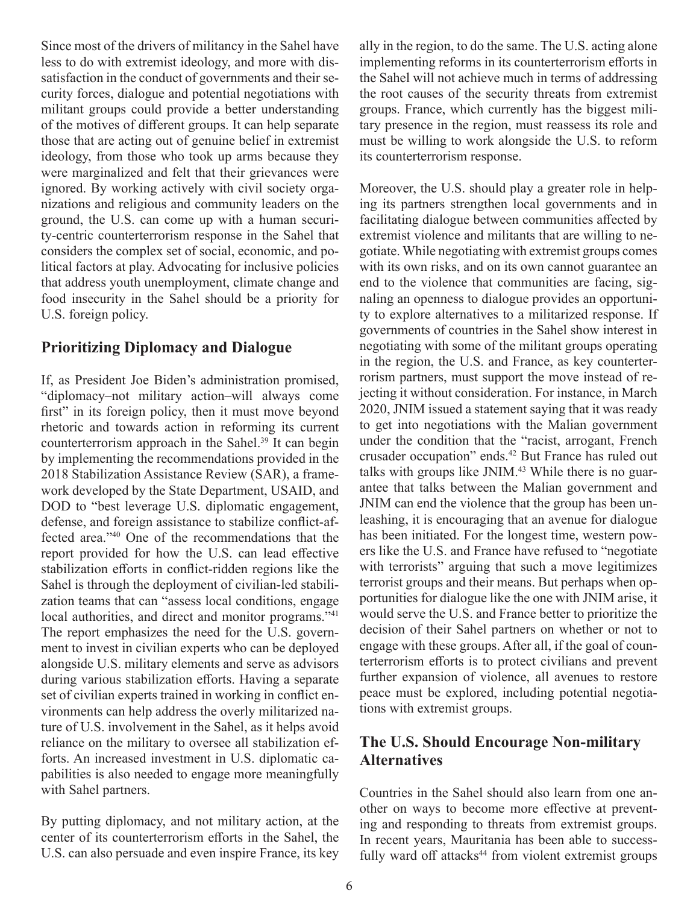Since most of the drivers of militancy in the Sahel have less to do with extremist ideology, and more with dissatisfaction in the conduct of governments and their security forces, dialogue and potential negotiations with militant groups could provide a better understanding of the motives of different groups. It can help separate those that are acting out of genuine belief in extremist ideology, from those who took up arms because they were marginalized and felt that their grievances were ignored. By working actively with civil society organizations and religious and community leaders on the ground, the U.S. can come up with a human security-centric counterterrorism response in the Sahel that considers the complex set of social, economic, and political factors at play. Advocating for inclusive policies that address youth unemployment, climate change and food insecurity in the Sahel should be a priority for U.S. foreign policy.

## Prioritizing Diplomacy and Dialogue

If, as President Joe Biden's administration promised, "diplomacy–not military action–will always come first" in its foreign policy, then it must move beyond rhetoric and towards action in reforming its current counterterrorism approach in the Sahel.[39] It can begin by implementing the recommendations provided in the 2018 Stabilization Assistance Review (SAR), a framework developed by the State Department, USAID, and DOD to "best leverage U.S. diplomatic engagement, defense, and foreign assistance to stabilize conflict-affected area."[40] One of the recommendations that the report provided for how the U.S. can lead effective stabilization efforts in conflict-ridden regions like the Sahel is through the deployment of civilian-led stabilization teams that can "assess local conditions, engage local authorities, and direct and monitor programs."[41] The report emphasizes the need for the U.S. government to invest in civilian experts who can be deployed alongside U.S. military elements and serve as advisors during various stabilization efforts. Having a separate set of civilian experts trained in working in conflict environments can help address the overly militarized nature of U.S. involvement in the Sahel, as it helps avoid reliance on the military to oversee all stabilization efforts. An increased investment in U.S. diplomatic capabilities is also needed to engage more meaningfully with Sahel partners.

By putting diplomacy, and not military action, at the center of its counterterrorism efforts in the Sahel, the U.S. can also persuade and even inspire France, its key ally in the region, to do the same. The U.S. acting alone implementing reforms in its counterterrorism efforts in the Sahel will not achieve much in terms of addressing the root causes of the security threats from extremist groups. France, which currently has the biggest military presence in the region, must reassess its role and must be willing to work alongside the U.S. to reform its counterterrorism response.

Moreover, the U.S. should play a greater role in helping its partners strengthen local governments and in facilitating dialogue between communities affected by extremist violence and militants that are willing to negotiate. While negotiating with extremist groups comes with its own risks, and on its own cannot guarantee an end to the violence that communities are facing, signaling an openness to dialogue provides an opportunity to explore alternatives to a militarized response. If governments of countries in the Sahel show interest in negotiating with some of the militant groups operating in the region, the U.S. and France, as key counterterrorism partners, must support the move instead of rejecting it without consideration. For instance, in March 2020, JNIM issued a statement saying that it was ready to get into negotiations with the Malian government under the condition that the "racist, arrogant, French crusader occupation" ends.[42] But France has ruled out talks with groups like JNIM.[43] While there is no guarantee that talks between the Malian government and JNIM can end the violence that the group has been unleashing, it is encouraging that an avenue for dialogue has been initiated. For the longest time, western powers like the U.S. and France have refused to "negotiate with terrorists" arguing that such a move legitimizes terrorist groups and their means. But perhaps when opportunities for dialogue like the one with JNIM arise, it would serve the U.S. and France better to prioritize the decision of their Sahel partners on whether or not to engage with these groups. After all, if the goal of counterterrorism efforts is to protect civilians and prevent further expansion of violence, all avenues to restore peace must be explored, including potential negotiations with extremist groups.

## The U.S. Should Encourage Non-military Alternatives

Countries in the Sahel should also learn from one another on ways to become more effective at preventing and responding to threats from extremist groups. In recent years, Mauritania has been able to successfully ward off attacks[44] from violent extremist groups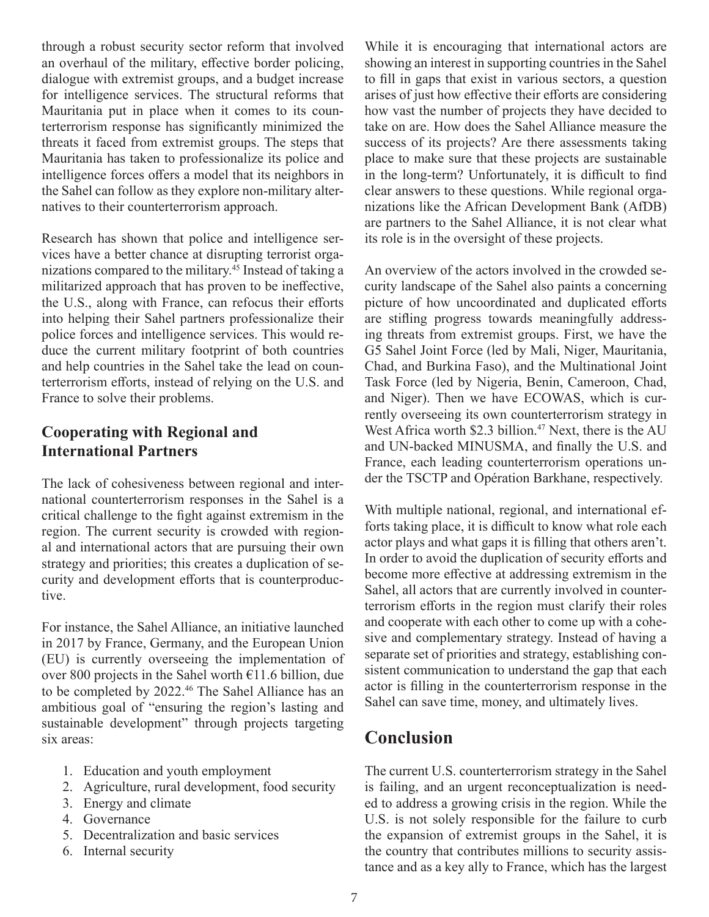through a robust security sector reform that involved an overhaul of the military, effective border policing, dialogue with extremist groups, and a budget increase for intelligence services. The structural reforms that Mauritania put in place when it comes to its counterterrorism response has significantly minimized the threats it faced from extremist groups. The steps that Mauritania has taken to professionalize its police and intelligence forces offers a model that its neighbors in the Sahel can follow as they explore non-military alternatives to their counterterrorism approach.

Research has shown that police and intelligence services have a better chance at disrupting terrorist organizations compared to the military.[45] Instead of taking a militarized approach that has proven to be ineffective, the U.S., along with France, can refocus their efforts into helping their Sahel partners professionalize their police forces and intelligence services. This would reduce the current military footprint of both countries and help countries in the Sahel take the lead on counterterrorism efforts, instead of relying on the U.S. and France to solve their problems.

## Cooperating with Regional and International Partners

The lack of cohesiveness between regional and international counterterrorism responses in the Sahel is a critical challenge to the fight against extremism in the region. The current security is crowded with regional and international actors that are pursuing their own strategy and priorities; this creates a duplication of security and development efforts that is counterproductive.

For instance, the Sahel Alliance, an initiative launched in 2017 by France, Germany, and the European Union (EU) is currently overseeing the implementation of over 800 projects in the Sahel worth €11.6 billion, due to be completed by 2022.[46] The Sahel Alliance has an ambitious goal of "ensuring the region's lasting and sustainable development" through projects targeting six areas:

1. Education and youth employment
2. Agriculture, rural development, food security
3. Energy and climate
4. Governance
5. Decentralization and basic services
6. Internal security

While it is encouraging that international actors are showing an interest in supporting countries in the Sahel to fill in gaps that exist in various sectors, a question arises of just how effective their efforts are considering how vast the number of projects they have decided to take on are. How does the Sahel Alliance measure the success of its projects? Are there assessments taking place to make sure that these projects are sustainable in the long-term? Unfortunately, it is difficult to find clear answers to these questions. While regional organizations like the African Development Bank (AfDB) are partners to the Sahel Alliance, it is not clear what its role is in the oversight of these projects.

An overview of the actors involved in the crowded security landscape of the Sahel also paints a concerning picture of how uncoordinated and duplicated efforts are stifling progress towards meaningfully addressing threats from extremist groups. First, we have the G5 Sahel Joint Force (led by Mali, Niger, Mauritania, Chad, and Burkina Faso), and the Multinational Joint Task Force (led by Nigeria, Benin, Cameroon, Chad, and Niger). Then we have ECOWAS, which is currently overseeing its own counterterrorism strategy in West Africa worth $2.3 billion.[47] Next, there is the AU and UN-backed MINUSMA, and finally the U.S. and France, each leading counterterrorism operations under the TSCTP and Opération Barkhane, respectively.

With multiple national, regional, and international efforts taking place, it is difficult to know what role each actor plays and what gaps it is filling that others aren't. In order to avoid the duplication of security efforts and become more effective at addressing extremism in the Sahel, all actors that are currently involved in counterterrorism efforts in the region must clarify their roles and cooperate with each other to come up with a cohesive and complementary strategy. Instead of having a separate set of priorities and strategy, establishing consistent communication to understand the gap that each actor is filling in the counterterrorism response in the Sahel can save time, money, and ultimately lives.

# Conclusion

The current U.S. counterterrorism strategy in the Sahel is failing, and an urgent reconceptualization is needed to address a growing crisis in the region. While the U.S. is not solely responsible for the failure to curb the expansion of extremist groups in the Sahel, it is the country that contributes millions to security assistance and as a key ally to France, which has the largest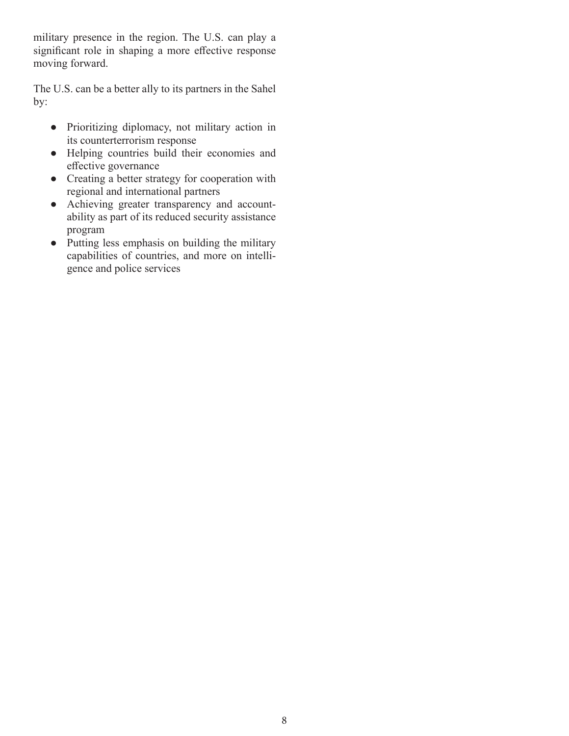military presence in the region. The U.S. can play a significant role in shaping a more effective response moving forward.

The U.S. can be a better ally to its partners in the Sahel by:

- Prioritizing diplomacy, not military action in its counterterrorism response
- Helping countries build their economies and effective governance
- Creating a better strategy for cooperation with regional and international partners
- Achieving greater transparency and accountability as part of its reduced security assistance program
- Putting less emphasis on building the military capabilities of countries, and more on intelligence and police services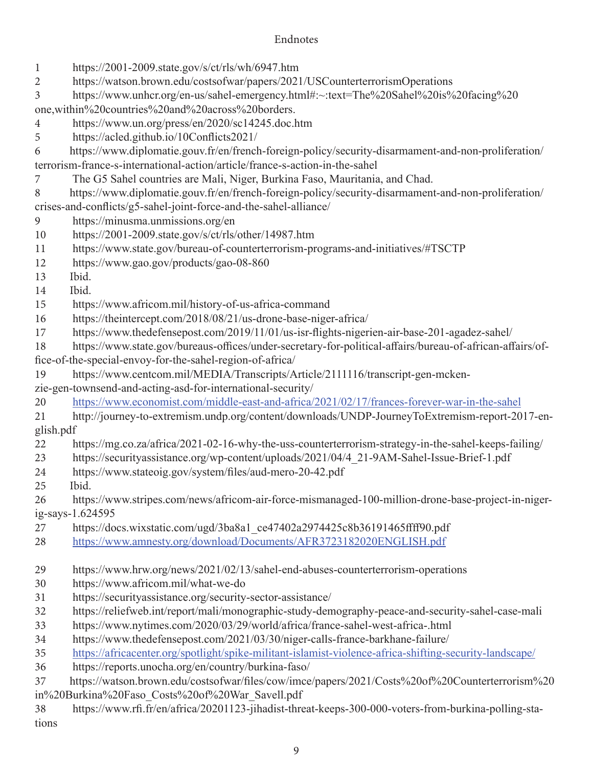# Endnotes

1 https://2001-2009.state.gov/s/ct/rls/wh/6947.htm
2 https://watson.brown.edu/costsofwar/papers/2021/USCounterterrorismOperations
3 https://www.unhcr.org/en-us/sahel-emergency.html#:~:text=The%20Sahel%20is%20facing%20one,within%20countries%20and%20across%20borders.
4 https://www.un.org/press/en/2020/sc14245.doc.htm
5 https://acled.github.io/10Conflicts2021/
6 https://www.diplomatie.gouv.fr/en/french-foreign-policy/security-disarmament-and-non-proliferation/terrorism-france-s-international-action/article/france-s-action-in-the-sahel
7 The G5 Sahel countries are Mali, Niger, Burkina Faso, Mauritania, and Chad.
8 https://www.diplomatie.gouv.fr/en/french-foreign-policy/security-disarmament-and-non-proliferation/crises-and-conflicts/g5-sahel-joint-force-and-the-sahel-alliance/
9 https://minusma.unmissions.org/en
10 https://2001-2009.state.gov/s/ct/rls/other/14987.htm
11 https://www.state.gov/bureau-of-counterterrorism-programs-and-initiatives/#TSCTP
12 https://www.gao.gov/products/gao-08-860
13 Ibid.
14 Ibid.
15 https://www.africom.mil/history-of-us-africa-command
16 https://theintercept.com/2018/08/21/us-drone-base-niger-africa/
17 https://www.thedefensepost.com/2019/11/01/us-isr-flights-nigerien-air-base-201-agadez-sahel/
18 https://www.state.gov/bureaus-offices/under-secretary-for-political-affairs/bureau-of-african-affairs/office-of-the-special-envoy-for-the-sahel-region-of-africa/
19 https://www.centcom.mil/MEDIA/Transcripts/Article/2111116/transcript-gen-mckenzie-gen-townsend-and-acting-asd-for-international-security/
20 https://www.economist.com/middle-east-and-africa/2021/02/17/frances-forever-war-in-the-sahel
21 http://journey-to-extremism.undp.org/content/downloads/UNDP-JourneyToExtremism-report-2017-english.pdf
22 https://mg.co.za/africa/2021-02-16-why-the-uss-counterterrorism-strategy-in-the-sahel-keeps-failing/
23 https://securityassistance.org/wp-content/uploads/2021/04/4_21-9AM-Sahel-Issue-Brief-1.pdf
24 https://www.stateoig.gov/system/files/aud-mero-20-42.pdf
25 Ibid.
26 https://www.stripes.com/news/africom-air-force-mismanaged-100-million-drone-base-project-in-niger-ig-says-1.624595
27 https://docs.wixstatic.com/ugd/3ba8a1_ce47402a2974425c8b36191465ffff90.pdf
28 https://www.amnesty.org/download/Documents/AFR3723182020ENGLISH.pdf
29 https://www.hrw.org/news/2021/02/13/sahel-end-abuses-counterterrorism-operations
30 https://www.africom.mil/what-we-do
31 https://securityassistance.org/security-sector-assistance/
32 https://reliefweb.int/report/mali/monographic-study-demography-peace-and-security-sahel-case-mali
33 https://www.nytimes.com/2020/03/29/world/africa/france-sahel-west-africa-.html
34 https://www.thedefensepost.com/2021/03/30/niger-calls-france-barkhane-failure/
35 https://africacenter.org/spotlight/spike-militant-islamist-violence-africa-shifting-security-landscape/
36 https://reports.unocha.org/en/country/burkina-faso/
37 https://watson.brown.edu/costsofwar/files/cow/imce/papers/2021/Costs%20of%20Counterterrorism%20in%20Burkina%20Faso_Costs%20of%20War_Savell.pdf
38 https://www.rfi.fr/en/africa/20201123-jihadist-threat-keeps-300-000-voters-from-burkina-polling-stations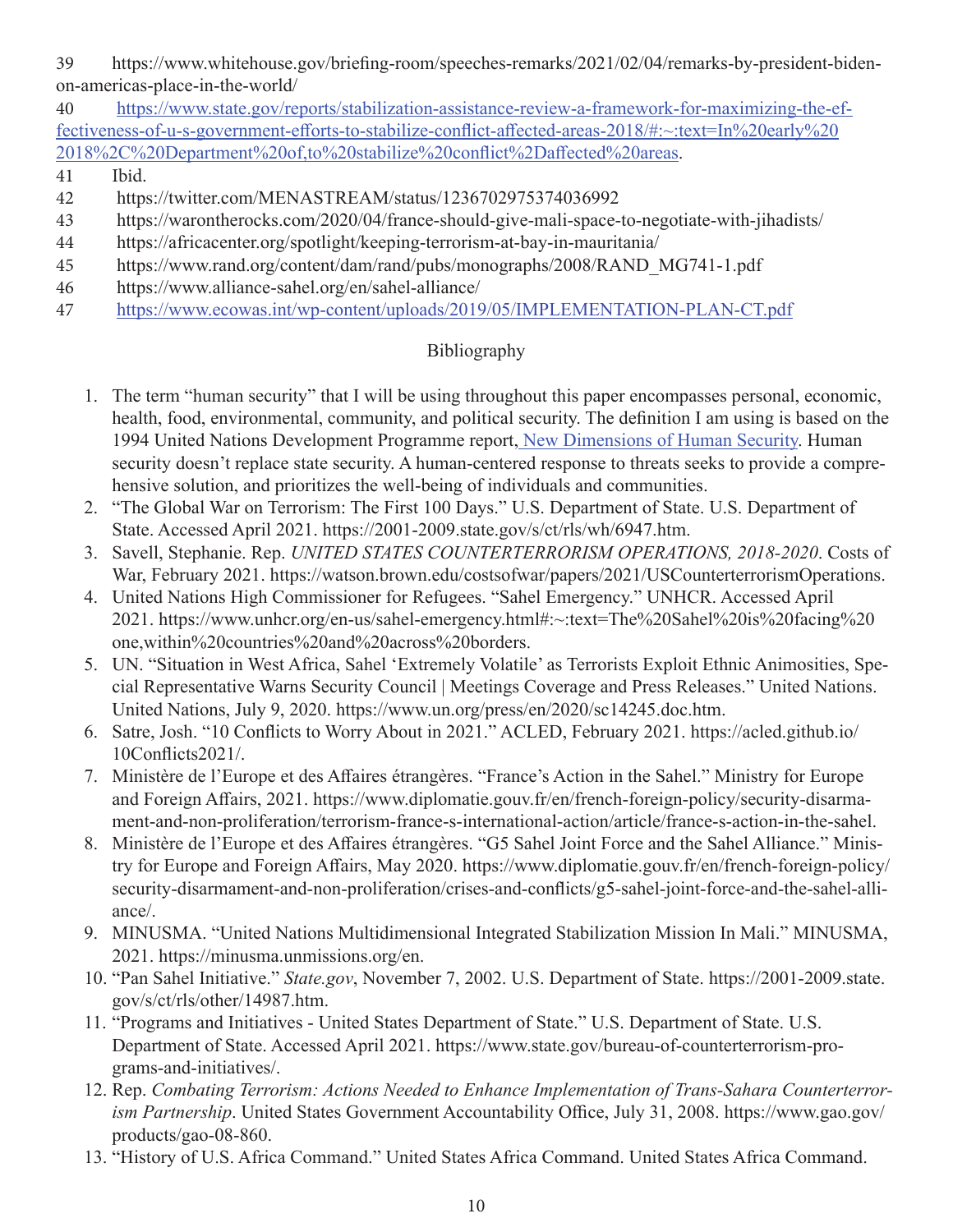39 https://www.whitehouse.gov/briefing-room/speeches-remarks/2021/02/04/remarks-by-president-biden-on-americas-place-in-the-world/

40 https://www.state.gov/reports/stabilization-assistance-review-a-framework-for-maximizing-the-effectiveness-of-u-s-government-efforts-to-stabilize-conflict-affected-areas-2018/#:~:text=In%20early%202018%2C%20Department%20of,to%20stabilize%20conflict%2Daffected%20areas.

41 Ibid.

42 https://twitter.com/MENASTREAM/status/1236702975374036992

43 https://warontherocks.com/2020/04/france-should-give-mali-space-to-negotiate-with-jihadists/

44 https://africacenter.org/spotlight/keeping-terrorism-at-bay-in-mauritania/

45 https://www.rand.org/content/dam/rand/pubs/monographs/2008/RAND_MG741-1.pdf

46 https://www.alliance-sahel.org/en/sahel-alliance/

47 https://www.ecowas.int/wp-content/uploads/2019/05/IMPLEMENTATION-PLAN-CT.pdf

## Bibliography

1. The term "human security" that I will be using throughout this paper encompasses personal, economic, health, food, environmental, community, and political security. The definition I am using is based on the 1994 United Nations Development Programme report, New Dimensions of Human Security. Human security doesn't replace state security. A human-centered response to threats seeks to provide a comprehensive solution, and prioritizes the well-being of individuals and communities.
2. "The Global War on Terrorism: The First 100 Days." U.S. Department of State. U.S. Department of State. Accessed April 2021. https://2001-2009.state.gov/s/ct/rls/wh/6947.htm.
3. Savell, Stephanie. Rep. *UNITED STATES COUNTERTERRORISM OPERATIONS, 2018-2020*. Costs of War, February 2021. https://watson.brown.edu/costsofwar/papers/2021/USCounterterrorismOperations.
4. United Nations High Commissioner for Refugees. "Sahel Emergency." UNHCR. Accessed April 2021. https://www.unhcr.org/en-us/sahel-emergency.html#:~:text=The%20Sahel%20is%20facing%20one,within%20countries%20and%20across%20borders.
5. UN. "Situation in West Africa, Sahel 'Extremely Volatile' as Terrorists Exploit Ethnic Animosities, Special Representative Warns Security Council | Meetings Coverage and Press Releases." United Nations. United Nations, July 9, 2020. https://www.un.org/press/en/2020/sc14245.doc.htm.
6. Satre, Josh. "10 Conflicts to Worry About in 2021." ACLED, February 2021. https://acled.github.io/10Conflicts2021/.
7. Ministère de l'Europe et des Affaires étrangères. "France's Action in the Sahel." Ministry for Europe and Foreign Affairs, 2021. https://www.diplomatie.gouv.fr/en/french-foreign-policy/security-disarmament-and-non-proliferation/terrorism-france-s-international-action/article/france-s-action-in-the-sahel.
8. Ministère de l'Europe et des Affaires étrangères. "G5 Sahel Joint Force and the Sahel Alliance." Ministry for Europe and Foreign Affairs, May 2020. https://www.diplomatie.gouv.fr/en/french-foreign-policy/security-disarmament-and-non-proliferation/crises-and-conflicts/g5-sahel-joint-force-and-the-sahel-alliance/.
9. MINUSMA. "United Nations Multidimensional Integrated Stabilization Mission In Mali." MINUSMA, 2021. https://minusma.unmissions.org/en.
10. "Pan Sahel Initiative." *State.gov*, November 7, 2002. U.S. Department of State. https://2001-2009.state.gov/s/ct/rls/other/14987.htm.
11. "Programs and Initiatives - United States Department of State." U.S. Department of State. U.S. Department of State. Accessed April 2021. https://www.state.gov/bureau-of-counterterrorism-programs-and-initiatives/.
12. Rep. *Combating Terrorism: Actions Needed to Enhance Implementation of Trans-Sahara Counterterrorism Partnership*. United States Government Accountability Office, July 31, 2008. https://www.gao.gov/products/gao-08-860.
13. "History of U.S. Africa Command." United States Africa Command. United States Africa Command.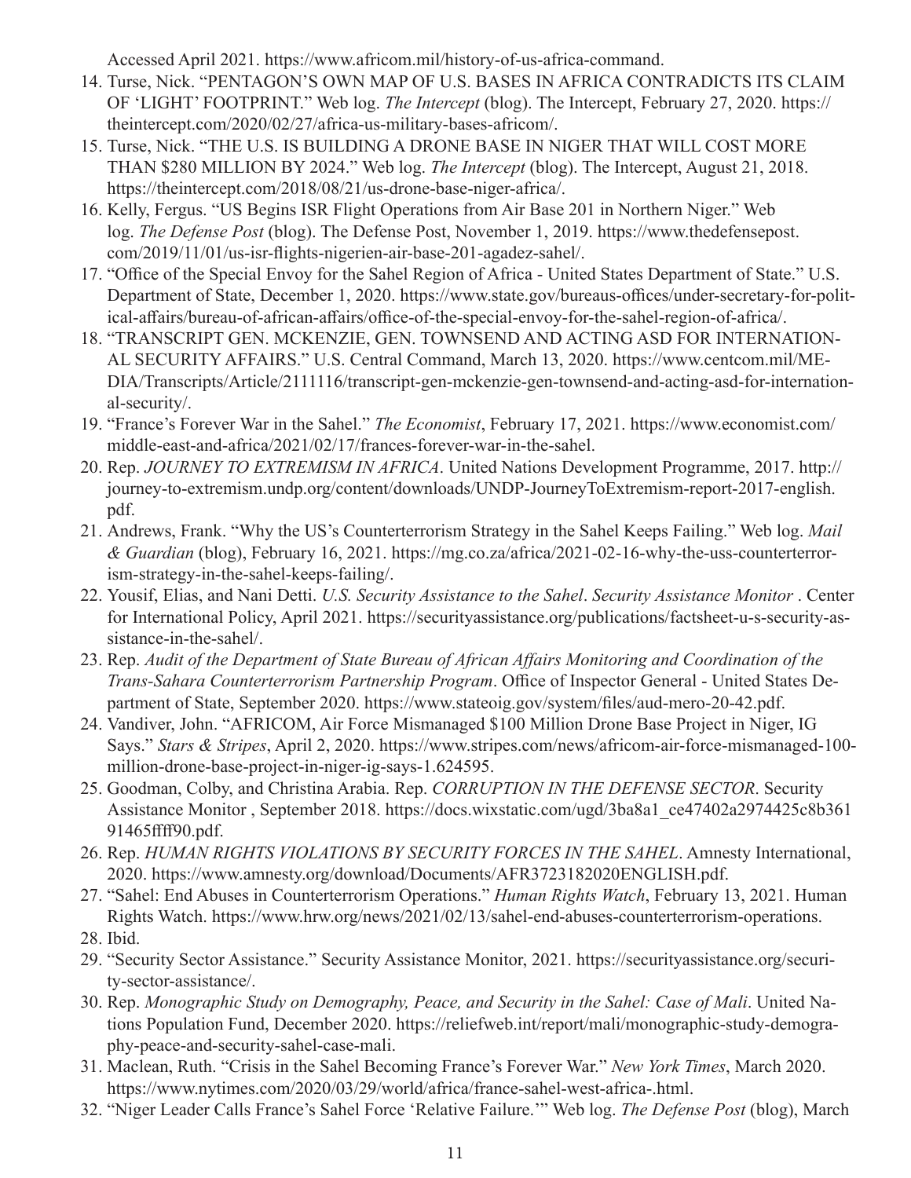Accessed April 2021. https://www.africom.mil/history-of-us-africa-command.

14. Turse, Nick. "PENTAGON'S OWN MAP OF U.S. BASES IN AFRICA CONTRADICTS ITS CLAIM OF 'LIGHT' FOOTPRINT." Web log. *The Intercept* (blog). The Intercept, February 27, 2020. https://theintercept.com/2020/02/27/africa-us-military-bases-africom/.
15. Turse, Nick. "THE U.S. IS BUILDING A DRONE BASE IN NIGER THAT WILL COST MORE THAN $280 MILLION BY 2024." Web log. *The Intercept* (blog). The Intercept, August 21, 2018. https://theintercept.com/2018/08/21/us-drone-base-niger-africa/.
16. Kelly, Fergus. "US Begins ISR Flight Operations from Air Base 201 in Northern Niger." Web log. *The Defense Post* (blog). The Defense Post, November 1, 2019. https://www.thedefensepost.com/2019/11/01/us-isr-flights-nigerien-air-base-201-agadez-sahel/.
17. "Office of the Special Envoy for the Sahel Region of Africa - United States Department of State." U.S. Department of State, December 1, 2020. https://www.state.gov/bureaus-offices/under-secretary-for-political-affairs/bureau-of-african-affairs/office-of-the-special-envoy-for-the-sahel-region-of-africa/.
18. "TRANSCRIPT GEN. MCKENZIE, GEN. TOWNSEND AND ACTING ASD FOR INTERNATIONAL SECURITY AFFAIRS." U.S. Central Command, March 13, 2020. https://www.centcom.mil/MEDIA/Transcripts/Article/2111116/transcript-gen-mckenzie-gen-townsend-and-acting-asd-for-international-security/.
19. "France's Forever War in the Sahel." *The Economist*, February 17, 2021. https://www.economist.com/middle-east-and-africa/2021/02/17/frances-forever-war-in-the-sahel.
20. Rep. *JOURNEY TO EXTREMISM IN AFRICA*. United Nations Development Programme, 2017. http://journey-to-extremism.undp.org/content/downloads/UNDP-JourneyToExtremism-report-2017-english.pdf.
21. Andrews, Frank. "Why the US's Counterterrorism Strategy in the Sahel Keeps Failing." Web log. *Mail & Guardian* (blog), February 16, 2021. https://mg.co.za/africa/2021-02-16-why-the-uss-counterterrorism-strategy-in-the-sahel-keeps-failing/.
22. Yousif, Elias, and Nani Detti. *U.S. Security Assistance to the Sahel*. *Security Assistance Monitor* . Center for International Policy, April 2021. https://securityassistance.org/publications/factsheet-u-s-security-assistance-in-the-sahel/.
23. Rep. *Audit of the Department of State Bureau of African Affairs Monitoring and Coordination of the Trans-Sahara Counterterrorism Partnership Program*. Office of Inspector General - United States Department of State, September 2020. https://www.stateoig.gov/system/files/aud-mero-20-42.pdf.
24. Vandiver, John. "AFRICOM, Air Force Mismanaged $100 Million Drone Base Project in Niger, IG Says." *Stars & Stripes*, April 2, 2020. https://www.stripes.com/news/africom-air-force-mismanaged-100-million-drone-base-project-in-niger-ig-says-1.624595.
25. Goodman, Colby, and Christina Arabia. Rep. *CORRUPTION IN THE DEFENSE SECTOR*. Security Assistance Monitor , September 2018. https://docs.wixstatic.com/ugd/3ba8a1_ce47402a2974425c8b36191465ffff90.pdf.
26. Rep. *HUMAN RIGHTS VIOLATIONS BY SECURITY FORCES IN THE SAHEL*. Amnesty International, 2020. https://www.amnesty.org/download/Documents/AFR3723182020ENGLISH.pdf.
27. "Sahel: End Abuses in Counterterrorism Operations." *Human Rights Watch*, February 13, 2021. Human Rights Watch. https://www.hrw.org/news/2021/02/13/sahel-end-abuses-counterterrorism-operations.
28. Ibid.
29. "Security Sector Assistance." Security Assistance Monitor, 2021. https://securityassistance.org/security-sector-assistance/.
30. Rep. *Monographic Study on Demography, Peace, and Security in the Sahel: Case of Mali*. United Nations Population Fund, December 2020. https://reliefweb.int/report/mali/monographic-study-demography-peace-and-security-sahel-case-mali.
31. Maclean, Ruth. "Crisis in the Sahel Becoming France's Forever War." *New York Times*, March 2020. https://www.nytimes.com/2020/03/29/world/africa/france-sahel-west-africa-.html.
32. "Niger Leader Calls France's Sahel Force 'Relative Failure.'" Web log. *The Defense Post* (blog), March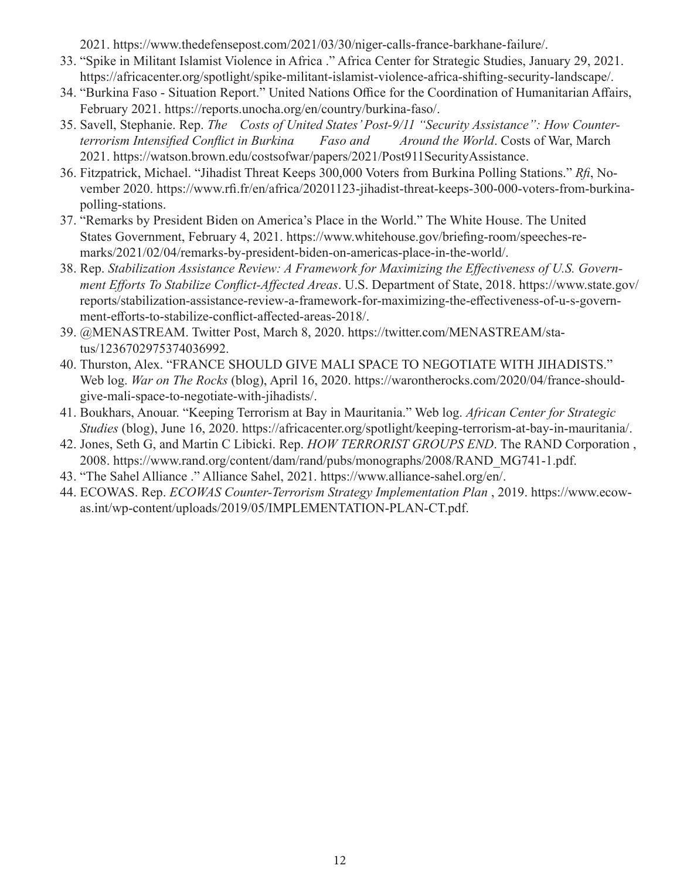2021. https://www.thedefensepost.com/2021/03/30/niger-calls-france-barkhane-failure/.

33. "Spike in Militant Islamist Violence in Africa ." Africa Center for Strategic Studies, January 29, 2021. https://africacenter.org/spotlight/spike-militant-islamist-violence-africa-shifting-security-landscape/.
34. "Burkina Faso - Situation Report." United Nations Office for the Coordination of Humanitarian Affairs, February 2021. https://reports.unocha.org/en/country/burkina-faso/.
35. Savell, Stephanie. Rep. *The Costs of United States' Post-9/11 "Security Assistance": How Counterterrorism Intensified Conflict in Burkina Faso and Around the World*. Costs of War, March 2021. https://watson.brown.edu/costsofwar/papers/2021/Post911SecurityAssistance.
36. Fitzpatrick, Michael. "Jihadist Threat Keeps 300,000 Voters from Burkina Polling Stations." *Rfi*, November 2020. https://www.rfi.fr/en/africa/20201123-jihadist-threat-keeps-300-000-voters-from-burkina-polling-stations.
37. "Remarks by President Biden on America's Place in the World." The White House. The United States Government, February 4, 2021. https://www.whitehouse.gov/briefing-room/speeches-remarks/2021/02/04/remarks-by-president-biden-on-americas-place-in-the-world/.
38. Rep. *Stabilization Assistance Review: A Framework for Maximizing the Effectiveness of U.S. Government Efforts To Stabilize Conflict-Affected Areas*. U.S. Department of State, 2018. https://www.state.gov/reports/stabilization-assistance-review-a-framework-for-maximizing-the-effectiveness-of-u-s-government-efforts-to-stabilize-conflict-affected-areas-2018/.
39. @MENASTREAM. Twitter Post, March 8, 2020. https://twitter.com/MENASTREAM/status/1236702975374036992.
40. Thurston, Alex. "FRANCE SHOULD GIVE MALI SPACE TO NEGOTIATE WITH JIHADISTS." Web log. *War on The Rocks* (blog), April 16, 2020. https://warontherocks.com/2020/04/france-should-give-mali-space-to-negotiate-with-jihadists/.
41. Boukhars, Anouar. "Keeping Terrorism at Bay in Mauritania." Web log. *African Center for Strategic Studies* (blog), June 16, 2020. https://africacenter.org/spotlight/keeping-terrorism-at-bay-in-mauritania/.
42. Jones, Seth G, and Martin C Libicki. Rep. *HOW TERRORIST GROUPS END*. The RAND Corporation , 2008. https://www.rand.org/content/dam/rand/pubs/monographs/2008/RAND_MG741-1.pdf.
43. "The Sahel Alliance ." Alliance Sahel, 2021. https://www.alliance-sahel.org/en/.
44. ECOWAS. Rep. *ECOWAS Counter-Terrorism Strategy Implementation Plan* , 2019. https://www.ecowas.int/wp-content/uploads/2019/05/IMPLEMENTATION-PLAN-CT.pdf.